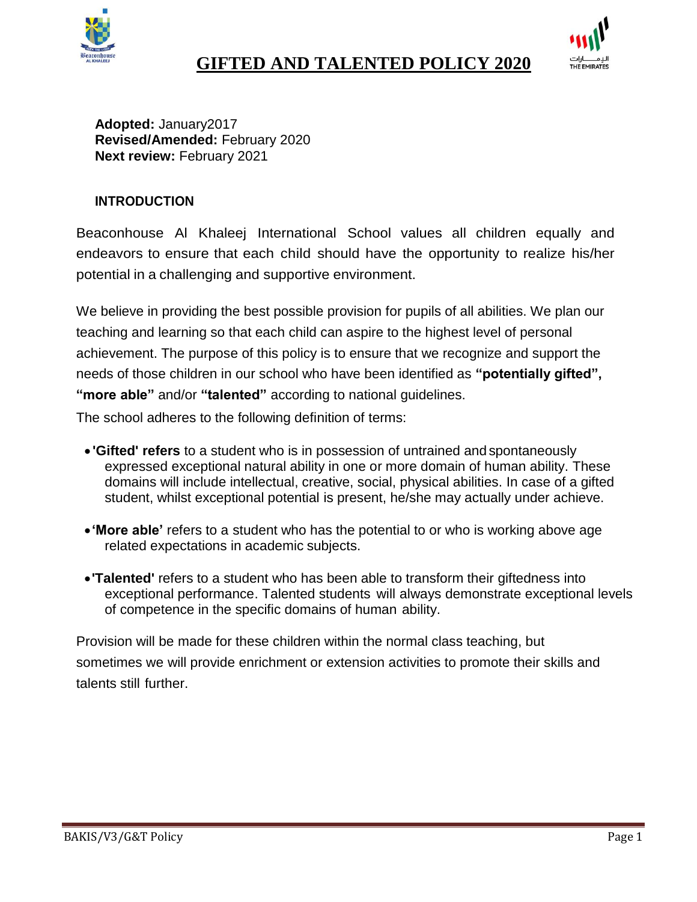# GIFTED AND TALENTED POLICY 2020

**Adopted:** January2017
**Revised/Amended:** February 2020
**Next review:** February 2021

## INTRODUCTION

Beaconhouse Al Khaleej International School values all children equally and endeavors to ensure that each child should have the opportunity to realize his/her potential in a challenging and supportive environment.

We believe in providing the best possible provision for pupils of all abilities. We plan our teaching and learning so that each child can aspire to the highest level of personal achievement. The purpose of this policy is to ensure that we recognize and support the needs of those children in our school who have been identified as **"potentially gifted", "more able"** and/or **"talented"** according to national guidelines.

The school adheres to the following definition of terms:

- **'Gifted' refers** to a student who is in possession of untrained and spontaneously expressed exceptional natural ability in one or more domain of human ability. These domains will include intellectual, creative, social, physical abilities. In case of a gifted student, whilst exceptional potential is present, he/she may actually under achieve.

- **'More able'** refers to a student who has the potential to or who is working above age related expectations in academic subjects.

- **'Talented'** refers to a student who has been able to transform their giftedness into exceptional performance. Talented students will always demonstrate exceptional levels of competence in the specific domains of human ability.

Provision will be made for these children within the normal class teaching, but sometimes we will provide enrichment or extension activities to promote their skills and talents still further.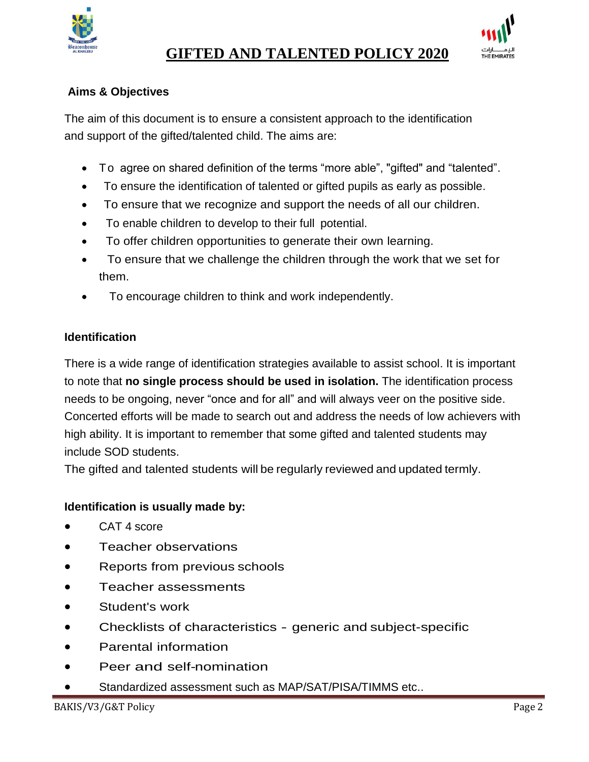# GIFTED AND TALENTED POLICY 2020

**Aims & Objectives**

The aim of this document is to ensure a consistent approach to the identification and support of the gifted/talented child. The aims are:

- To agree on shared definition of the terms “more able”, "gifted" and “talented”.
- To ensure the identification of talented or gifted pupils as early as possible.
- To ensure that we recognize and support the needs of all our children.
- To enable children to develop to their full potential.
- To offer children opportunities to generate their own learning.
- To ensure that we challenge the children through the work that we set for them.
- To encourage children to think and work independently.

**Identification**

There is a wide range of identification strategies available to assist school. It is important to note that **no single process should be used in isolation.** The identification process needs to be ongoing, never “once and for all” and will always veer on the positive side. Concerted efforts will be made to search out and address the needs of low achievers with high ability. It is important to remember that some gifted and talented students may include SOD students.
The gifted and talented students will be regularly reviewed and updated termly.

**Identification is usually made by:**

- CAT 4 score
- Teacher observations
- Reports from previous schools
- Teacher assessments
- Student's work
- Checklists of characteristics - generic and subject-specific
- Parental information
- Peer and self-nomination
- Standardized assessment such as MAP/SAT/PISA/TIMMS etc..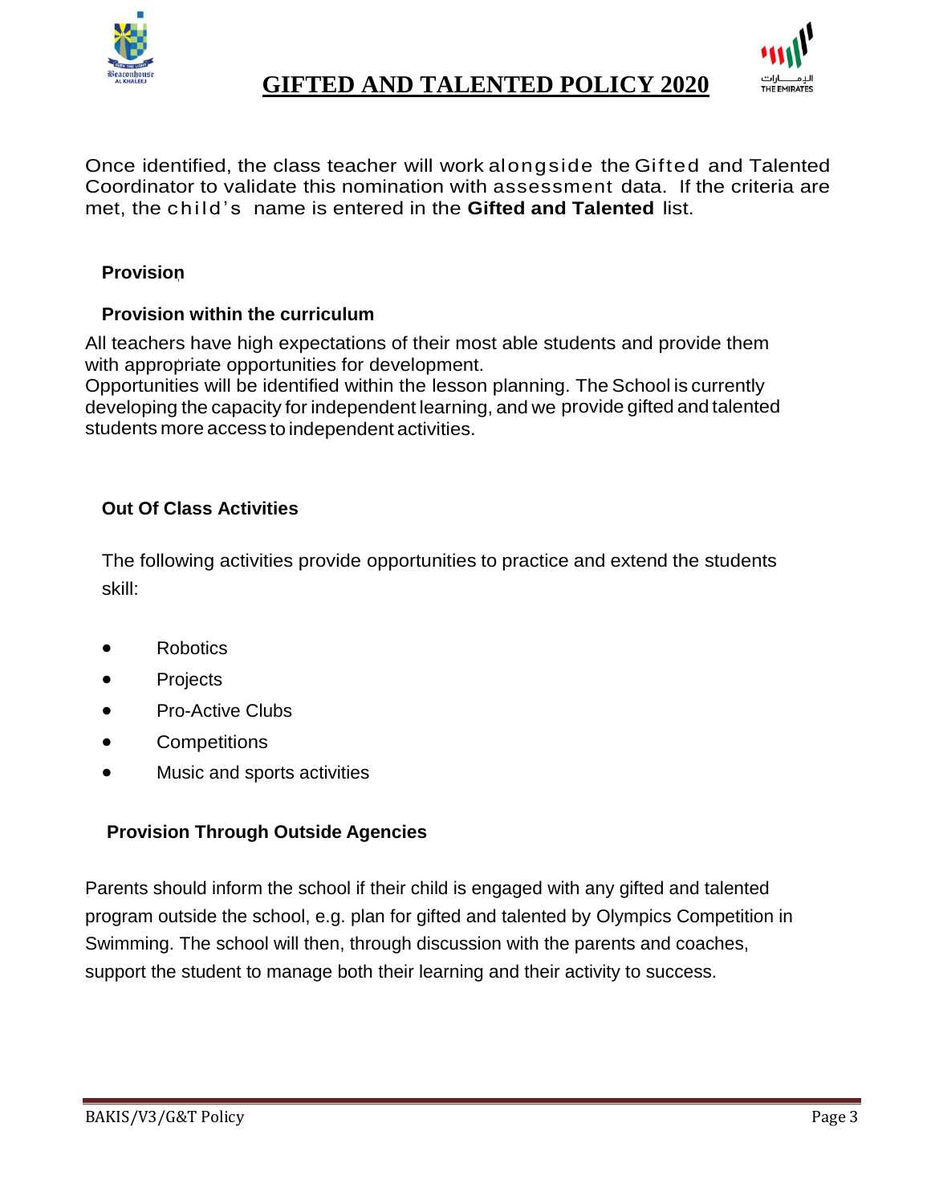Once identified, the class teacher will work alongside the Gifted and Talented Coordinator to validate this nomination with assessment data. If the criteria are met, the child's name is entered in the **Gifted and Talented** list.

## Provision

### Provision within the curriculum

All teachers have high expectations of their most able students and provide them with appropriate opportunities for development.
Opportunities will be identified within the lesson planning. The School is currently developing the capacity for independent learning, and we provide gifted and talented students more access to independent activities.

### Out Of Class Activities

The following activities provide opportunities to practice and extend the students skill:

- Robotics
- Projects
- Pro-Active Clubs
- Competitions
- Music and sports activities

### Provision Through Outside Agencies

Parents should inform the school if their child is engaged with any gifted and talented program outside the school, e.g. plan for gifted and talented by Olympics Competition in Swimming. The school will then, through discussion with the parents and coaches, support the student to manage both their learning and their activity to success.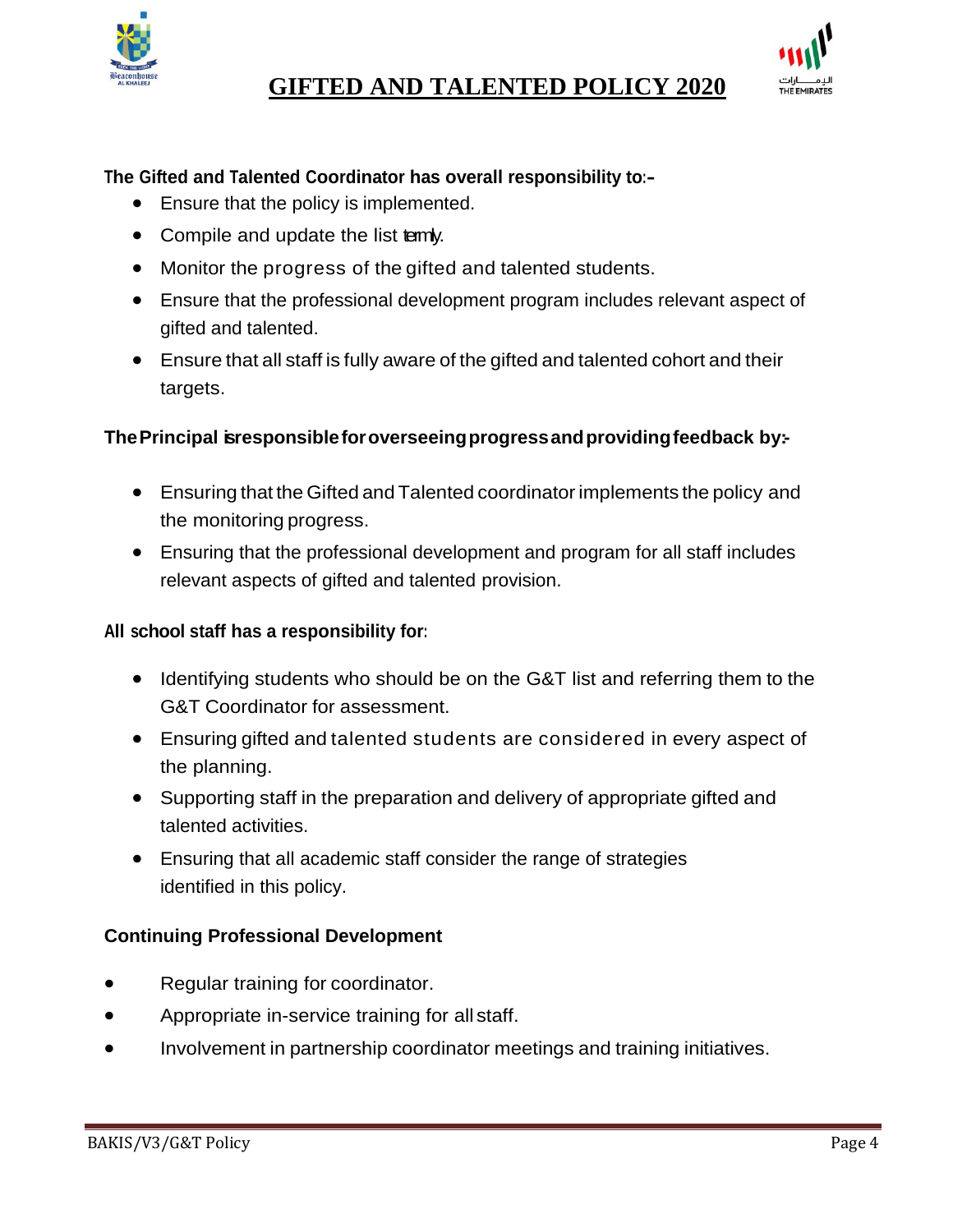**The Gifted and Talented Coordinator has overall responsibility to:-**

- Ensure that the policy is implemented.
- Compile and update the list termly.
- Monitor the progress of the gifted and talented students.
- Ensure that the professional development program includes relevant aspect of gifted and talented.
- Ensure that all staff is fully aware of the gifted and talented cohort and their targets.

**The Principal is responsible for overseeing progress and providing feedback by:-**

- Ensuring that the Gifted and Talented coordinator implements the policy and the monitoring progress.
- Ensuring that the professional development and program for all staff includes relevant aspects of gifted and talented provision.

**All school staff has a responsibility for:**

- Identifying students who should be on the G&T list and referring them to the G&T Coordinator for assessment.
- Ensuring gifted and talented students are considered in every aspect of the planning.
- Supporting staff in the preparation and delivery of appropriate gifted and talented activities.
- Ensuring that all academic staff consider the range of strategies identified in this policy.

**Continuing Professional Development**

- Regular training for coordinator.
- Appropriate in-service training for all staff.
- Involvement in partnership coordinator meetings and training initiatives.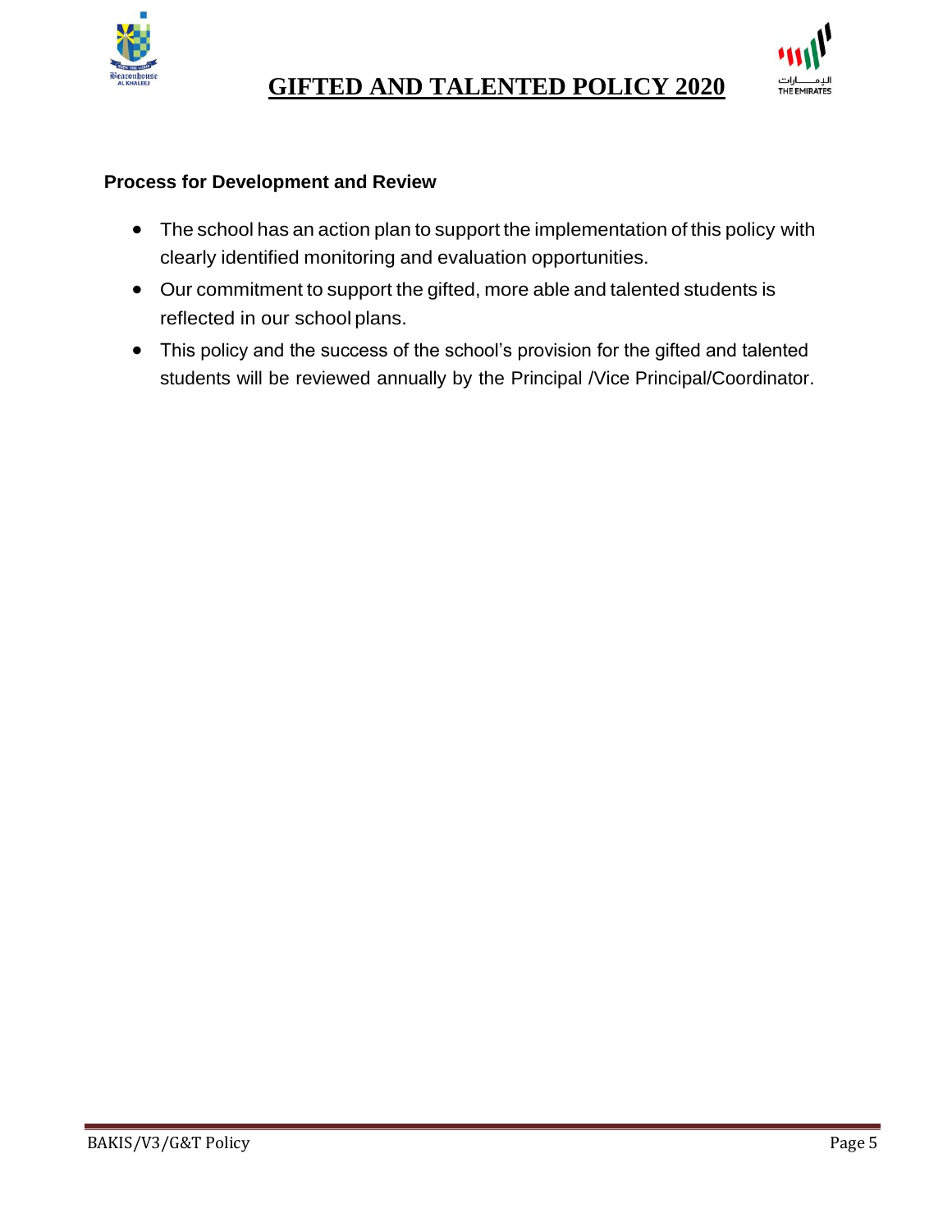**Process for Development and Review**

- The school has an action plan to support the implementation of this policy with clearly identified monitoring and evaluation opportunities.
- Our commitment to support the gifted, more able and talented students is reflected in our school plans.
- This policy and the success of the school's provision for the gifted and talented students will be reviewed annually by the Principal /Vice Principal/Coordinator.